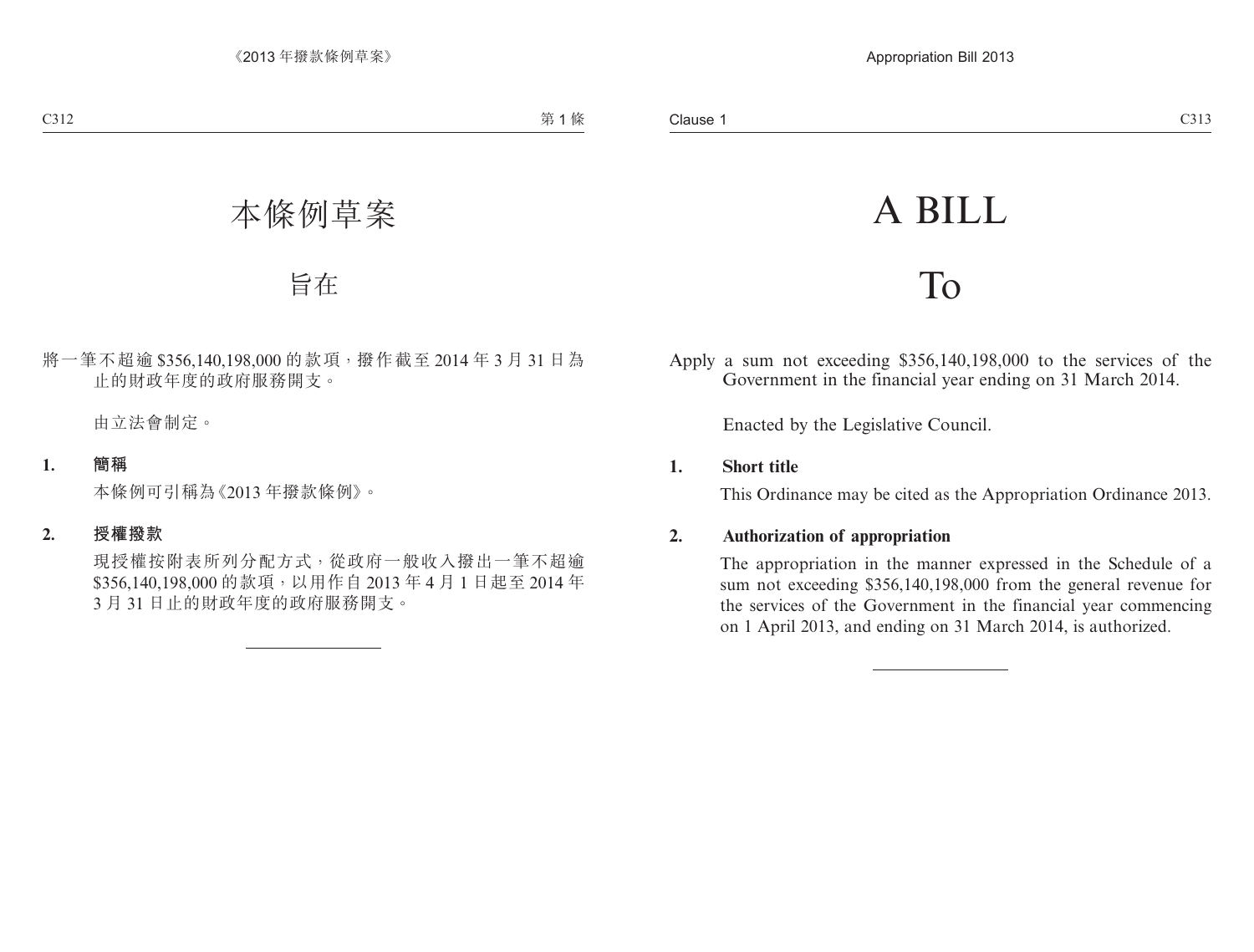# 本條例草案

# 旨在

將一筆不超逾 $356,140,198,000 的款項，撥作截至 2014 年 3 月 31 日為止的財政年度的政府服務開支。

由立法會制定。

**1. 簡稱**

本條例可引稱為《2013 年撥款條例》。

**2. 授權撥款**

現授權按附表所列分配方式，從政府一般收入撥出一筆不超逾 $356,140,198,000 的款項，以用作自 2013 年 4 月 1 日起至 2014 年 3 月 31 日止的財政年度的政府服務開支。

---

# A BILL

# To

Apply a sum not exceeding $356,140,198,000 to the services of the Government in the financial year ending on 31 March 2014.

Enacted by the Legislative Council.

**1. Short title**

This Ordinance may be cited as the Appropriation Ordinance 2013.

**2. Authorization of appropriation**

The appropriation in the manner expressed in the Schedule of a sum not exceeding $356,140,198,000 from the general revenue for the services of the Government in the financial year commencing on 1 April 2013, and ending on 31 March 2014, is authorized.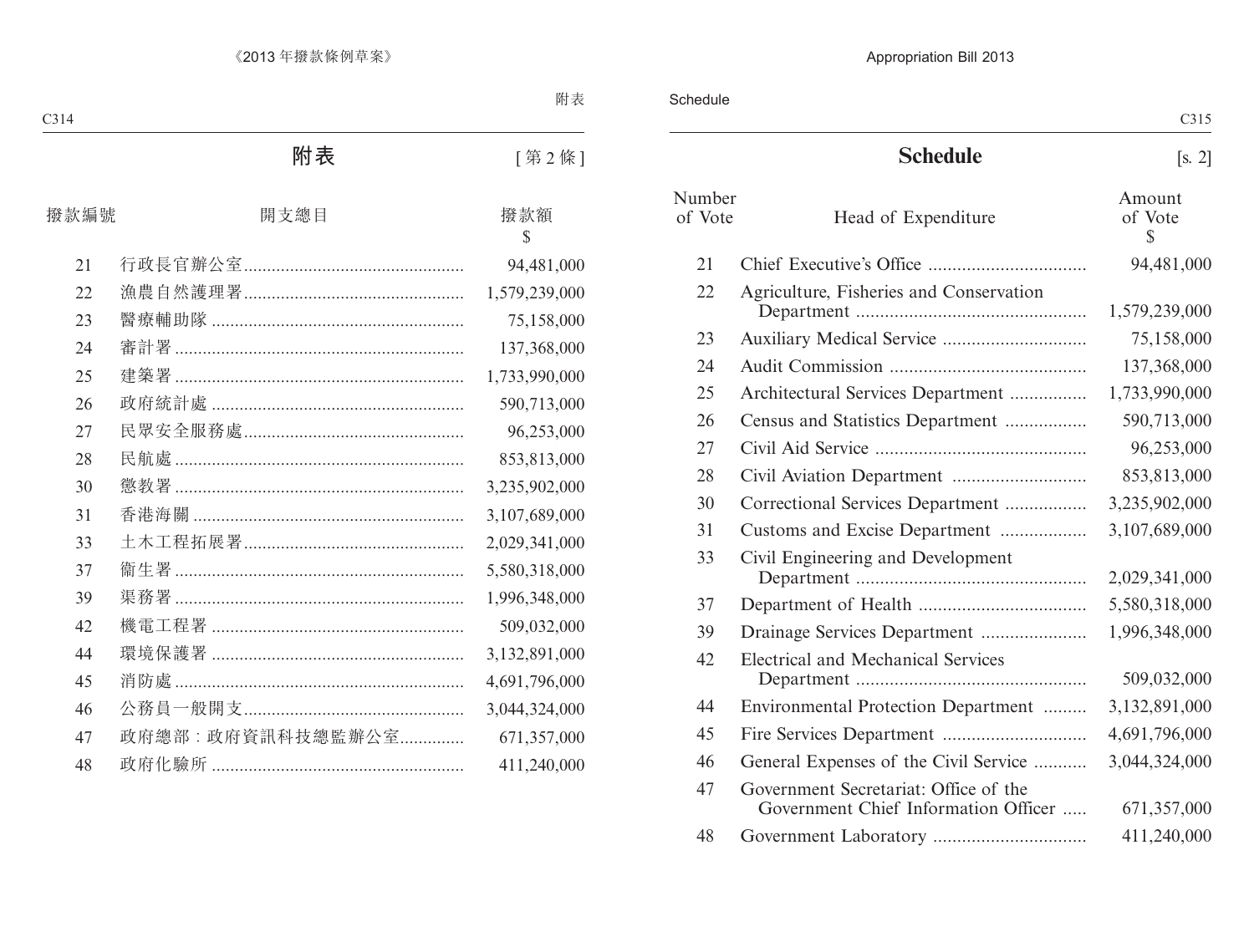# 附表

[第 2 條]

| 撥款編號 | 開支總目 | 撥款額 $ |
|---|---|---|
| 21 | 行政長官辦公室 | 94,481,000 |
| 22 | 漁農自然護理署 | 1,579,239,000 |
| 23 | 醫療輔助隊 | 75,158,000 |
| 24 | 審計署 | 137,368,000 |
| 25 | 建築署 | 1,733,990,000 |
| 26 | 政府統計處 | 590,713,000 |
| 27 | 民眾安全服務處 | 96,253,000 |
| 28 | 民航處 | 853,813,000 |
| 30 | 懲教署 | 3,235,902,000 |
| 31 | 香港海關 | 3,107,689,000 |
| 33 | 土木工程拓展署 | 2,029,341,000 |
| 37 | 衞生署 | 5,580,318,000 |
| 39 | 渠務署 | 1,996,348,000 |
| 42 | 機電工程署 | 509,032,000 |
| 44 | 環境保護署 | 3,132,891,000 |
| 45 | 消防處 | 4,691,796,000 |
| 46 | 公務員一般開支 | 3,044,324,000 |
| 47 | 政府總部：政府資訊科技總監辦公室 | 671,357,000 |
| 48 | 政府化驗所 | 411,240,000 |

# Schedule

[s. 2]

| Number of Vote | Head of Expenditure | Amount of Vote $ |
|---|---|---|
| 21 | Chief Executive's Office | 94,481,000 |
| 22 | Agriculture, Fisheries and Conservation Department | 1,579,239,000 |
| 23 | Auxiliary Medical Service | 75,158,000 |
| 24 | Audit Commission | 137,368,000 |
| 25 | Architectural Services Department | 1,733,990,000 |
| 26 | Census and Statistics Department | 590,713,000 |
| 27 | Civil Aid Service | 96,253,000 |
| 28 | Civil Aviation Department | 853,813,000 |
| 30 | Correctional Services Department | 3,235,902,000 |
| 31 | Customs and Excise Department | 3,107,689,000 |
| 33 | Civil Engineering and Development Department | 2,029,341,000 |
| 37 | Department of Health | 5,580,318,000 |
| 39 | Drainage Services Department | 1,996,348,000 |
| 42 | Electrical and Mechanical Services Department | 509,032,000 |
| 44 | Environmental Protection Department | 3,132,891,000 |
| 45 | Fire Services Department | 4,691,796,000 |
| 46 | General Expenses of the Civil Service | 3,044,324,000 |
| 47 | Government Secretariat: Office of the Government Chief Information Officer | 671,357,000 |
| 48 | Government Laboratory | 411,240,000 |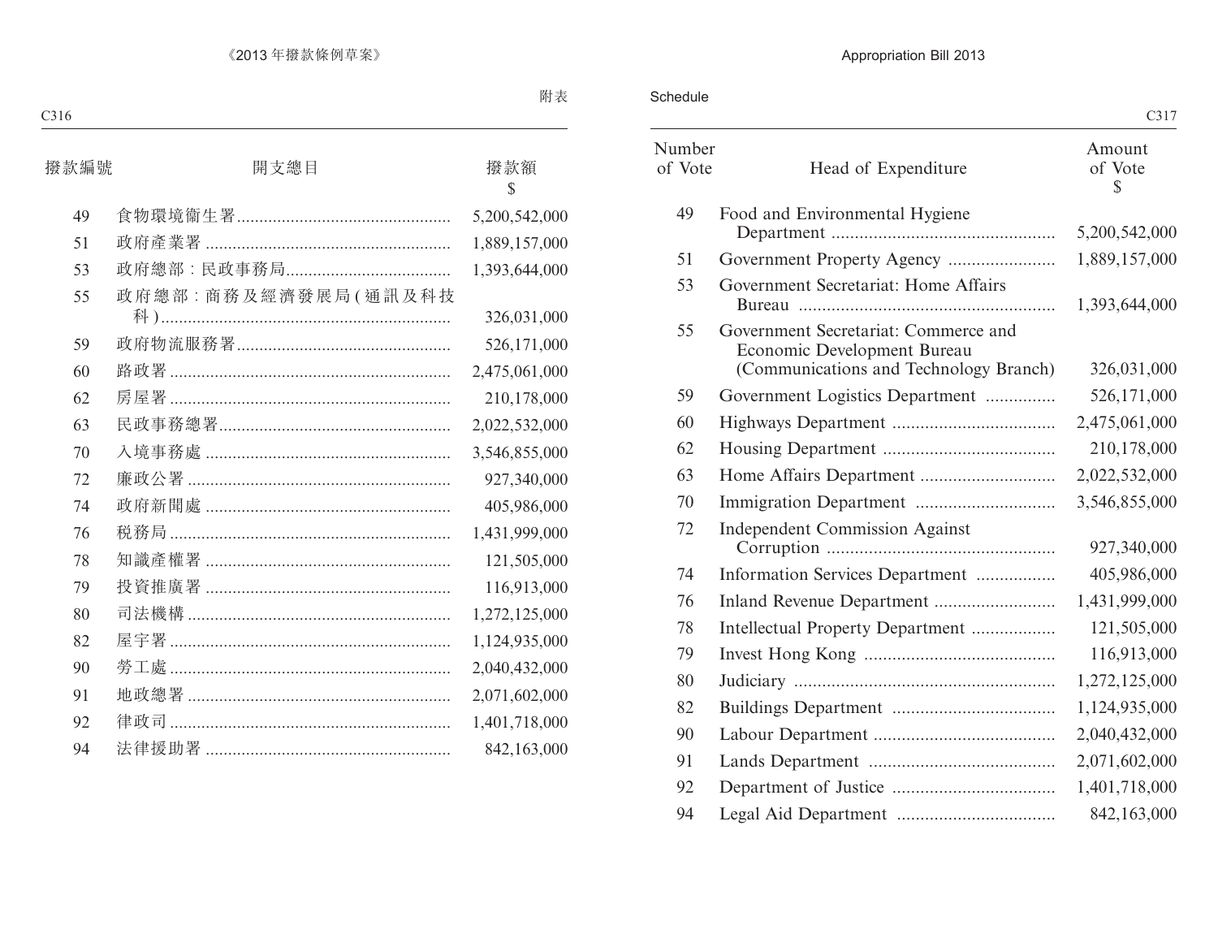附表

| 撥款編號 | 開支總目 | 撥款額 $ |
|---|---|---|
| 49 | 食物環境衞生署 | 5,200,542,000 |
| 51 | 政府產業署 | 1,889,157,000 |
| 53 | 政府總部：民政事務局 | 1,393,644,000 |
| 55 | 政府總部：商務及經濟發展局(通訊及科技科) | 326,031,000 |
| 59 | 政府物流服務署 | 526,171,000 |
| 60 | 路政署 | 2,475,061,000 |
| 62 | 房屋署 | 210,178,000 |
| 63 | 民政事務總署 | 2,022,532,000 |
| 70 | 入境事務處 | 3,546,855,000 |
| 72 | 廉政公署 | 927,340,000 |
| 74 | 政府新聞處 | 405,986,000 |
| 76 | 稅務局 | 1,431,999,000 |
| 78 | 知識產權署 | 121,505,000 |
| 79 | 投資推廣署 | 116,913,000 |
| 80 | 司法機構 | 1,272,125,000 |
| 82 | 屋宇署 | 1,124,935,000 |
| 90 | 勞工處 | 2,040,432,000 |
| 91 | 地政總署 | 2,071,602,000 |
| 92 | 律政司 | 1,401,718,000 |
| 94 | 法律援助署 | 842,163,000 |

Schedule

| Number of Vote | Head of Expenditure | Amount of Vote $ |
|---|---|---|
| 49 | Food and Environmental Hygiene Department | 5,200,542,000 |
| 51 | Government Property Agency | 1,889,157,000 |
| 53 | Government Secretariat: Home Affairs Bureau | 1,393,644,000 |
| 55 | Government Secretariat: Commerce and Economic Development Bureau (Communications and Technology Branch) | 326,031,000 |
| 59 | Government Logistics Department | 526,171,000 |
| 60 | Highways Department | 2,475,061,000 |
| 62 | Housing Department | 210,178,000 |
| 63 | Home Affairs Department | 2,022,532,000 |
| 70 | Immigration Department | 3,546,855,000 |
| 72 | Independent Commission Against Corruption | 927,340,000 |
| 74 | Information Services Department | 405,986,000 |
| 76 | Inland Revenue Department | 1,431,999,000 |
| 78 | Intellectual Property Department | 121,505,000 |
| 79 | Invest Hong Kong | 116,913,000 |
| 80 | Judiciary | 1,272,125,000 |
| 82 | Buildings Department | 1,124,935,000 |
| 90 | Labour Department | 2,040,432,000 |
| 91 | Lands Department | 2,071,602,000 |
| 92 | Department of Justice | 1,401,718,000 |
| 94 | Legal Aid Department | 842,163,000 |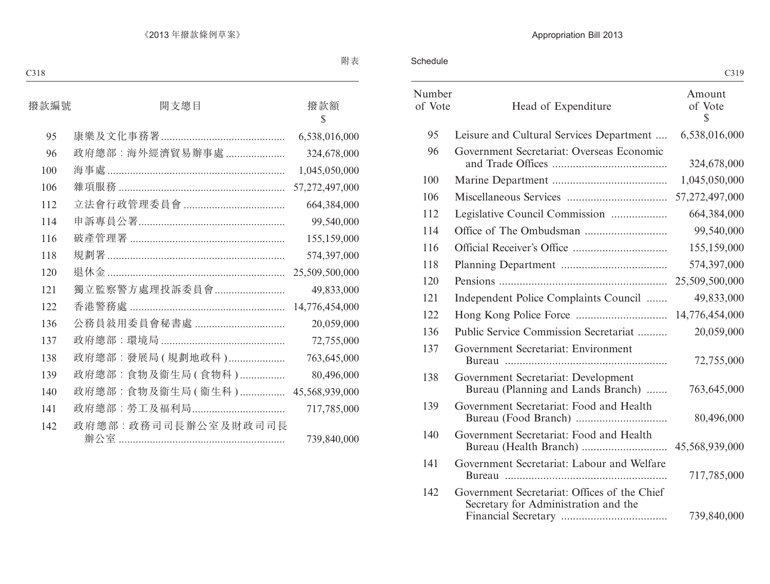附表

| 撥款編號 | 開支總目 | 撥款額 $ |
|---|---|---|
| 95 | 康樂及文化事務署 | 6,538,016,000 |
| 96 | 政府總部：海外經濟貿易辦事處 | 324,678,000 |
| 100 | 海事處 | 1,045,050,000 |
| 106 | 雜項服務 | 57,272,497,000 |
| 112 | 立法會行政管理委員會 | 664,384,000 |
| 114 | 申訴專員公署 | 99,540,000 |
| 116 | 破產管理署 | 155,159,000 |
| 118 | 規劃署 | 574,397,000 |
| 120 | 退休金 | 25,509,500,000 |
| 121 | 獨立監察警方處理投訴委員會 | 49,833,000 |
| 122 | 香港警務處 | 14,776,454,000 |
| 136 | 公務員敍用委員會秘書處 | 20,059,000 |
| 137 | 政府總部：環境局 | 72,755,000 |
| 138 | 政府總部：發展局(規劃地政科) | 763,645,000 |
| 139 | 政府總部：食物及衞生局(食物科) | 80,496,000 |
| 140 | 政府總部：食物及衞生局(衞生科) | 45,568,939,000 |
| 141 | 政府總部：勞工及福利局 | 717,785,000 |
| 142 | 政府總部：政務司司長辦公室及財政司司長辦公室 | 739,840,000 |

Schedule

| Number of Vote | Head of Expenditure | Amount of Vote $ |
|---|---|---|
| 95 | Leisure and Cultural Services Department | 6,538,016,000 |
| 96 | Government Secretariat: Overseas Economic and Trade Offices | 324,678,000 |
| 100 | Marine Department | 1,045,050,000 |
| 106 | Miscellaneous Services | 57,272,497,000 |
| 112 | Legislative Council Commission | 664,384,000 |
| 114 | Office of The Ombudsman | 99,540,000 |
| 116 | Official Receiver's Office | 155,159,000 |
| 118 | Planning Department | 574,397,000 |
| 120 | Pensions | 25,509,500,000 |
| 121 | Independent Police Complaints Council | 49,833,000 |
| 122 | Hong Kong Police Force | 14,776,454,000 |
| 136 | Public Service Commission Secretariat | 20,059,000 |
| 137 | Government Secretariat: Environment Bureau | 72,755,000 |
| 138 | Government Secretariat: Development Bureau (Planning and Lands Branch) | 763,645,000 |
| 139 | Government Secretariat: Food and Health Bureau (Food Branch) | 80,496,000 |
| 140 | Government Secretariat: Food and Health Bureau (Health Branch) | 45,568,939,000 |
| 141 | Government Secretariat: Labour and Welfare Bureau | 717,785,000 |
| 142 | Government Secretariat: Offices of the Chief Secretary for Administration and the Financial Secretary | 739,840,000 |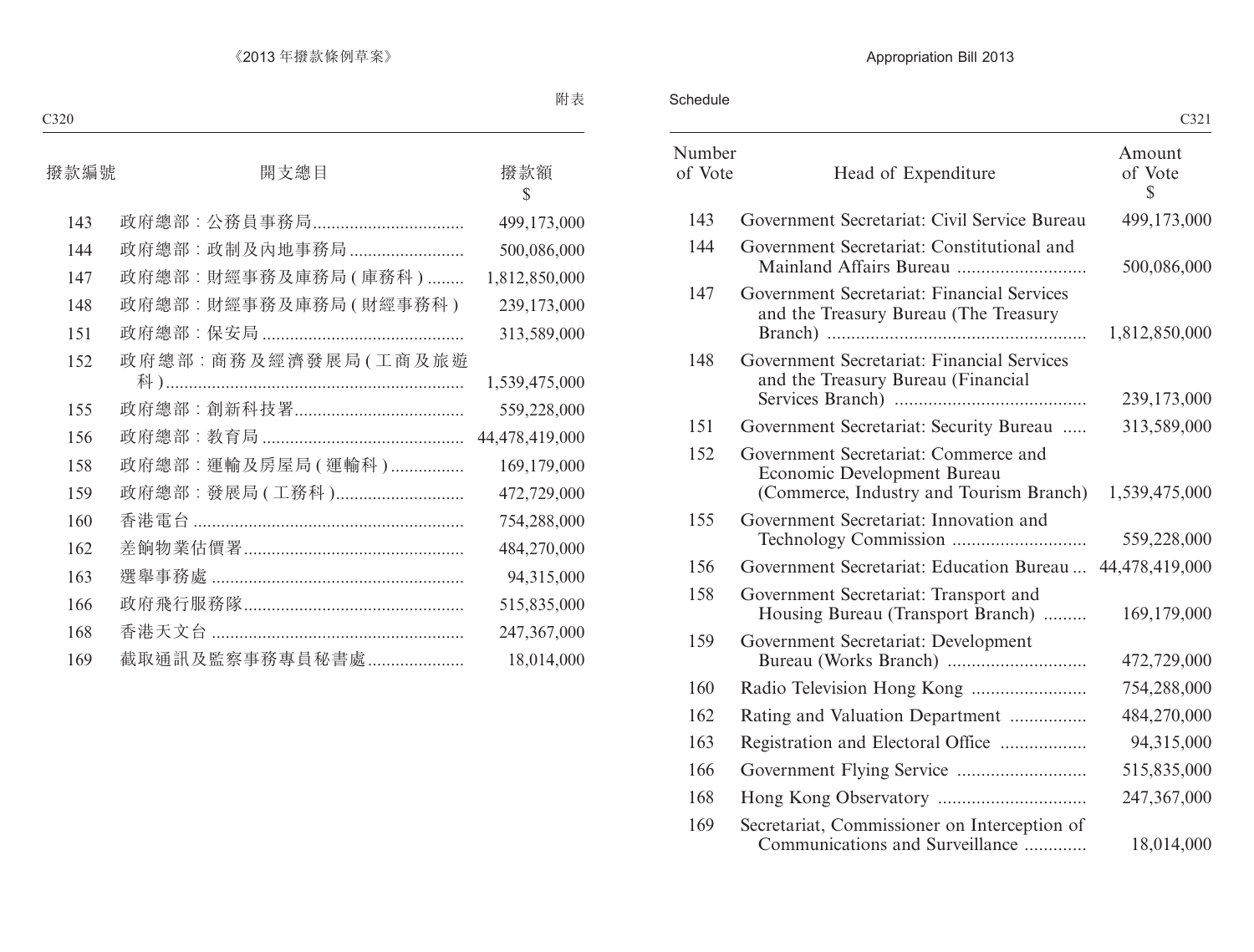《2013 年撥款條例草案》

附表

| 撥款編號 | 開支總目 | 撥款額 $ |
|---|---|---|
| 143 | 政府總部：公務員事務局 | 499,173,000 |
| 144 | 政府總部：政制及內地事務局 | 500,086,000 |
| 147 | 政府總部：財經事務及庫務局 (庫務科) | 1,812,850,000 |
| 148 | 政府總部：財經事務及庫務局 (財經事務科) | 239,173,000 |
| 151 | 政府總部：保安局 | 313,589,000 |
| 152 | 政府總部：商務及經濟發展局 (工商及旅遊科) | 1,539,475,000 |
| 155 | 政府總部：創新科技署 | 559,228,000 |
| 156 | 政府總部：教育局 | 44,478,419,000 |
| 158 | 政府總部：運輸及房屋局 (運輸科) | 169,179,000 |
| 159 | 政府總部：發展局 (工務科) | 472,729,000 |
| 160 | 香港電台 | 754,288,000 |
| 162 | 差餉物業估價署 | 484,270,000 |
| 163 | 選舉事務處 | 94,315,000 |
| 166 | 政府飛行服務隊 | 515,835,000 |
| 168 | 香港天文台 | 247,367,000 |
| 169 | 截取通訊及監察事務專員秘書處 | 18,014,000 |

Appropriation Bill 2013

Schedule

| Number of Vote | Head of Expenditure | Amount of Vote $ |
|---|---|---|
| 143 | Government Secretariat: Civil Service Bureau | 499,173,000 |
| 144 | Government Secretariat: Constitutional and Mainland Affairs Bureau | 500,086,000 |
| 147 | Government Secretariat: Financial Services and the Treasury Bureau (The Treasury Branch) | 1,812,850,000 |
| 148 | Government Secretariat: Financial Services and the Treasury Bureau (Financial Services Branch) | 239,173,000 |
| 151 | Government Secretariat: Security Bureau | 313,589,000 |
| 152 | Government Secretariat: Commerce and Economic Development Bureau (Commerce, Industry and Tourism Branch) | 1,539,475,000 |
| 155 | Government Secretariat: Innovation and Technology Commission | 559,228,000 |
| 156 | Government Secretariat: Education Bureau | 44,478,419,000 |
| 158 | Government Secretariat: Transport and Housing Bureau (Transport Branch) | 169,179,000 |
| 159 | Government Secretariat: Development Bureau (Works Branch) | 472,729,000 |
| 160 | Radio Television Hong Kong | 754,288,000 |
| 162 | Rating and Valuation Department | 484,270,000 |
| 163 | Registration and Electoral Office | 94,315,000 |
| 166 | Government Flying Service | 515,835,000 |
| 168 | Hong Kong Observatory | 247,367,000 |
| 169 | Secretariat, Commissioner on Interception of Communications and Surveillance | 18,014,000 |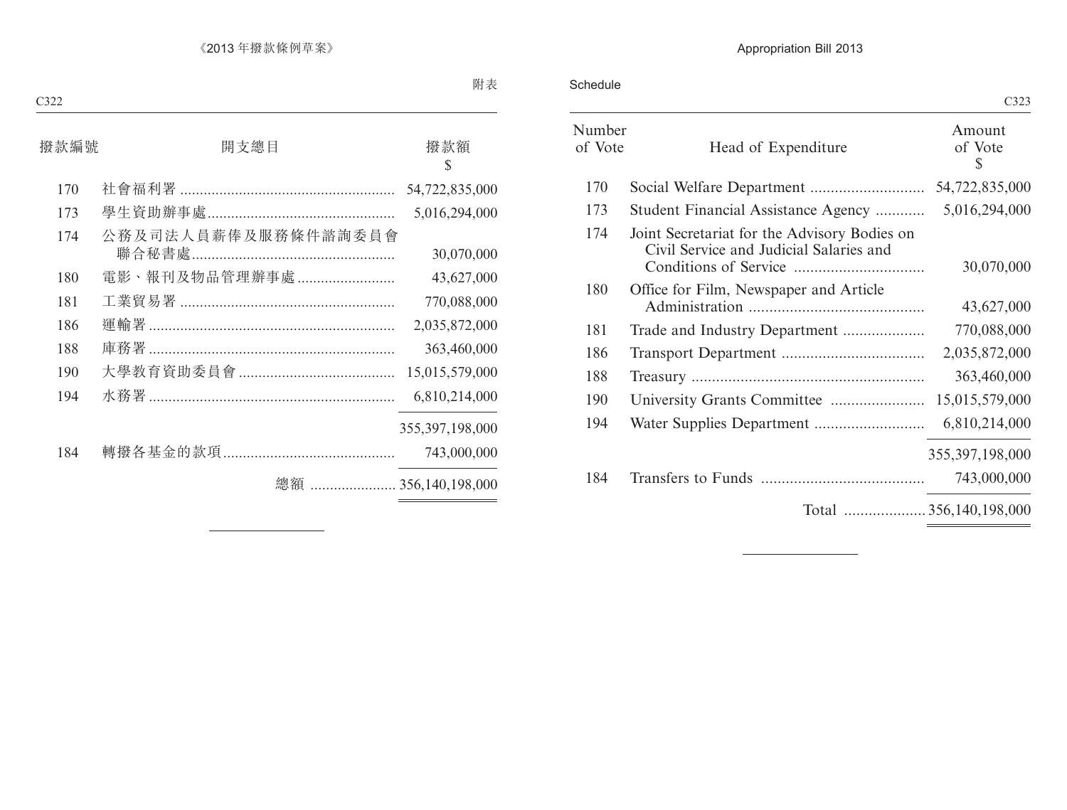附表

| 撥款編號 | 開支總目 | 撥款額 $ |
|---|---|---|
| 170 | 社會福利署 | 54,722,835,000 |
| 173 | 學生資助辦事處 | 5,016,294,000 |
| 174 | 公務及司法人員薪俸及服務條件諮詢委員會聯合秘書處 | 30,070,000 |
| 180 | 電影、報刊及物品管理辦事處 | 43,627,000 |
| 181 | 工業貿易署 | 770,088,000 |
| 186 | 運輸署 | 2,035,872,000 |
| 188 | 庫務署 | 363,460,000 |
| 190 | 大學教育資助委員會 | 15,015,579,000 |
| 194 | 水務署 | 6,810,214,000 |
| | | 355,397,198,000 |
| 184 | 轉撥各基金的款項 | 743,000,000 |
| | 總額 | 356,140,198,000 |

Schedule

| Number of Vote | Head of Expenditure | Amount of Vote $ |
|---|---|---|
| 170 | Social Welfare Department | 54,722,835,000 |
| 173 | Student Financial Assistance Agency | 5,016,294,000 |
| 174 | Joint Secretariat for the Advisory Bodies on Civil Service and Judicial Salaries and Conditions of Service | 30,070,000 |
| 180 | Office for Film, Newspaper and Article Administration | 43,627,000 |
| 181 | Trade and Industry Department | 770,088,000 |
| 186 | Transport Department | 2,035,872,000 |
| 188 | Treasury | 363,460,000 |
| 190 | University Grants Committee | 15,015,579,000 |
| 194 | Water Supplies Department | 6,810,214,000 |
| | | 355,397,198,000 |
| 184 | Transfers to Funds | 743,000,000 |
| | Total | 356,140,198,000 |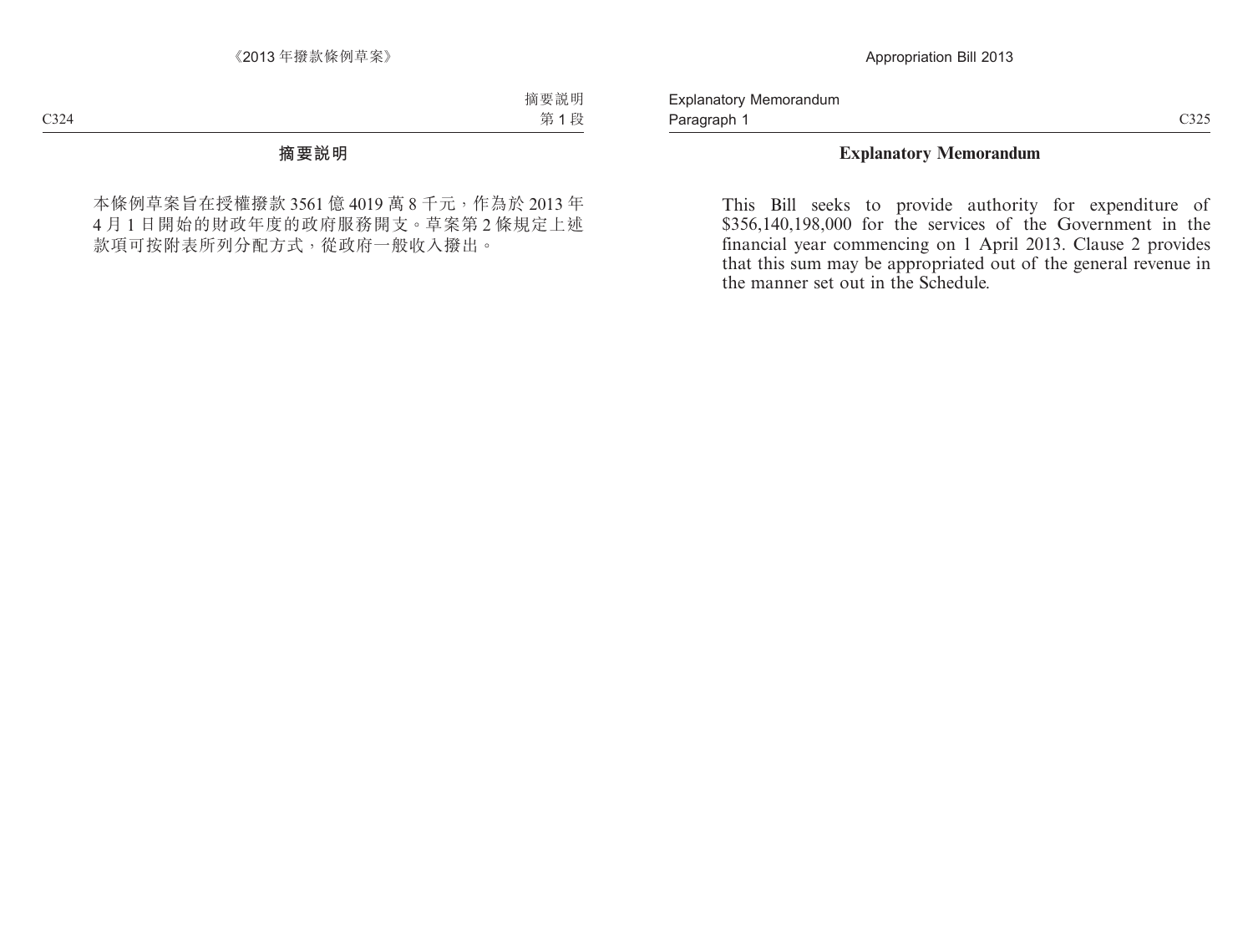## 摘要説明

本條例草案旨在授權撥款 3561 億 4019 萬 8 千元，作為於 2013 年 4 月 1 日開始的財政年度的政府服務開支。草案第 2 條規定上述款項可按附表所列分配方式，從政府一般收入撥出。

## Explanatory Memorandum

This Bill seeks to provide authority for expenditure of $356,140,198,000 for the services of the Government in the financial year commencing on 1 April 2013. Clause 2 provides that this sum may be appropriated out of the general revenue in the manner set out in the Schedule.